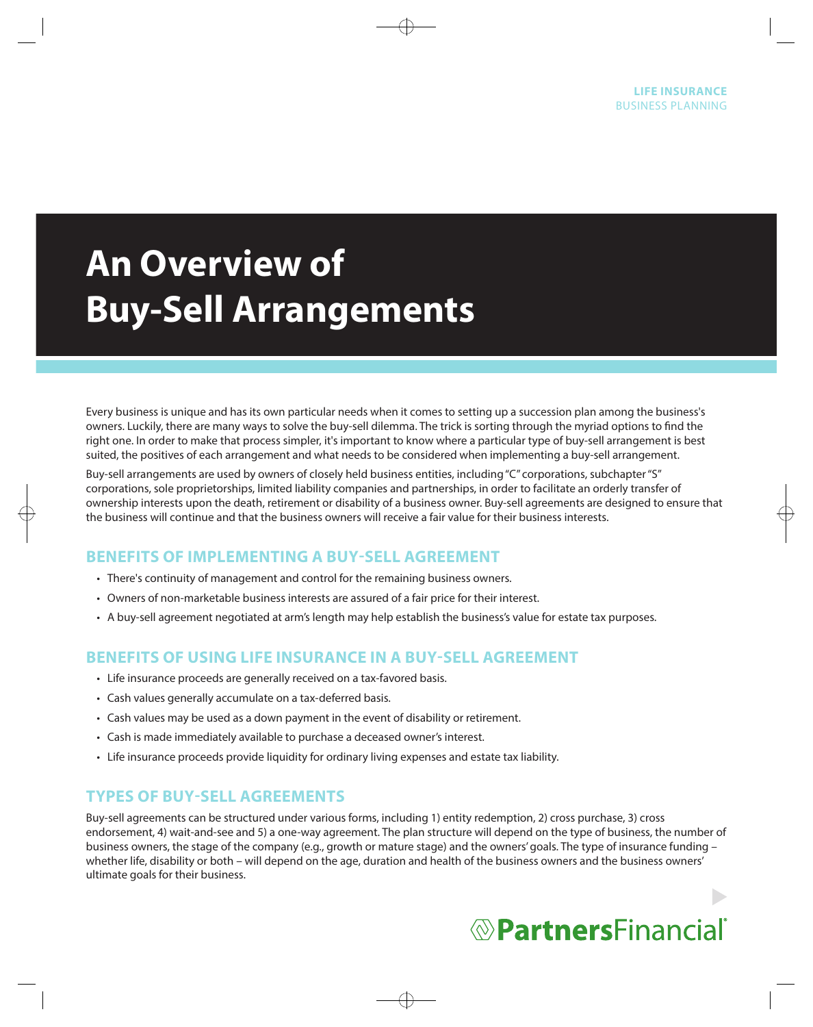LIFE INSURANCE
BUSINESS PLANNING

# An Overview of Buy-Sell Arrangements

Every business is unique and has its own particular needs when it comes to setting up a succession plan among the business's owners. Luckily, there are many ways to solve the buy-sell dilemma. The trick is sorting through the myriad options to find the right one. In order to make that process simpler, it's important to know where a particular type of buy-sell arrangement is best suited, the positives of each arrangement and what needs to be considered when implementing a buy-sell arrangement.

Buy-sell arrangements are used by owners of closely held business entities, including "C" corporations, subchapter "S" corporations, sole proprietorships, limited liability companies and partnerships, in order to facilitate an orderly transfer of ownership interests upon the death, retirement or disability of a business owner. Buy-sell agreements are designed to ensure that the business will continue and that the business owners will receive a fair value for their business interests.

## BENEFITS OF IMPLEMENTING A BUY-SELL AGREEMENT

- There's continuity of management and control for the remaining business owners.
- Owners of non-marketable business interests are assured of a fair price for their interest.
- A buy-sell agreement negotiated at arm's length may help establish the business's value for estate tax purposes.

## BENEFITS OF USING LIFE INSURANCE IN A BUY-SELL AGREEMENT

- Life insurance proceeds are generally received on a tax-favored basis.
- Cash values generally accumulate on a tax-deferred basis.
- Cash values may be used as a down payment in the event of disability or retirement.
- Cash is made immediately available to purchase a deceased owner's interest.
- Life insurance proceeds provide liquidity for ordinary living expenses and estate tax liability.

## TYPES OF BUY-SELL AGREEMENTS

Buy-sell agreements can be structured under various forms, including 1) entity redemption, 2) cross purchase, 3) cross endorsement, 4) wait-and-see and 5) a one-way agreement. The plan structure will depend on the type of business, the number of business owners, the stage of the company (e.g., growth or mature stage) and the owners' goals. The type of insurance funding – whether life, disability or both – will depend on the age, duration and health of the business owners and the business owners' ultimate goals for their business.

PartnersFinancial®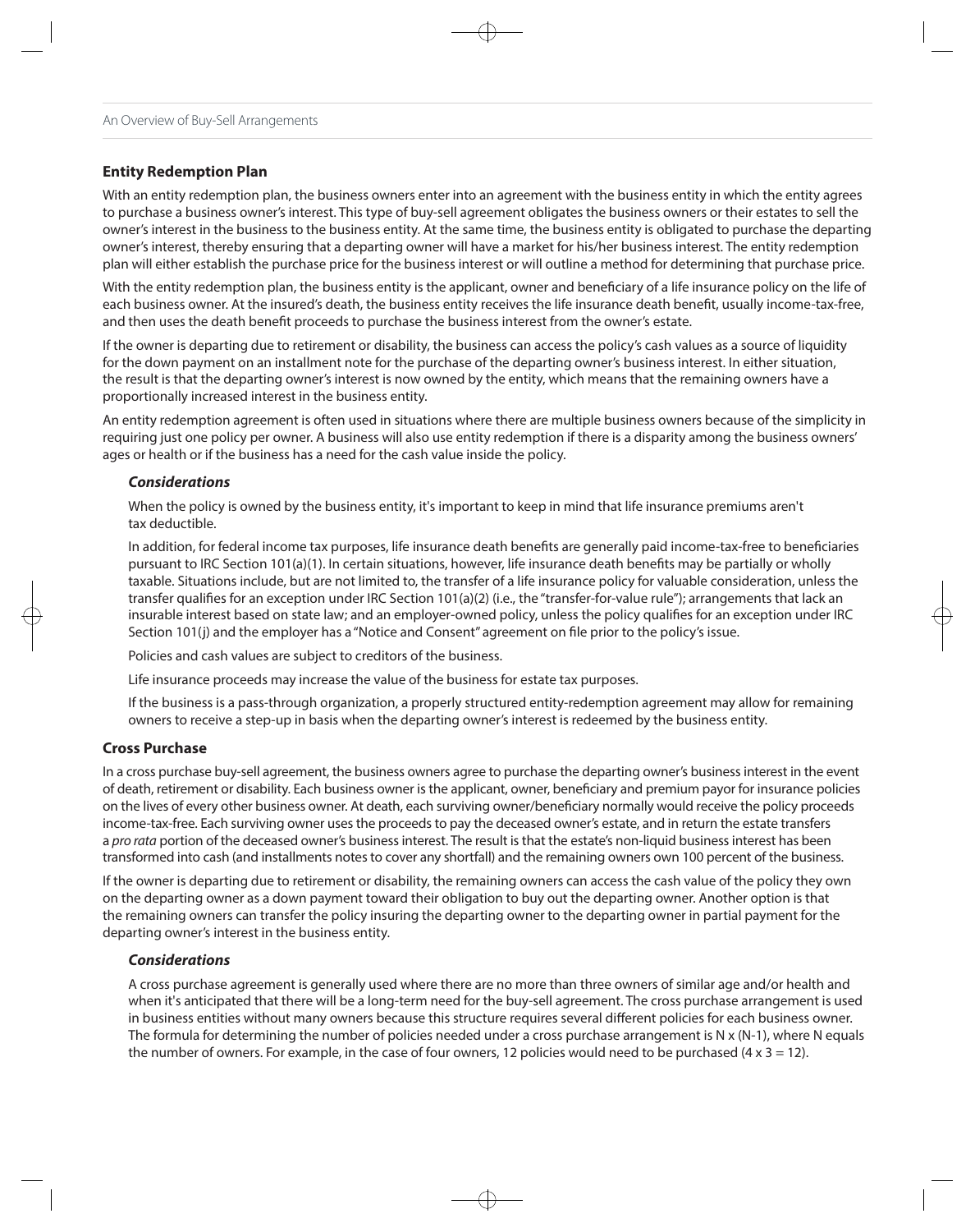## Entity Redemption Plan

With an entity redemption plan, the business owners enter into an agreement with the business entity in which the entity agrees to purchase a business owner's interest. This type of buy-sell agreement obligates the business owners or their estates to sell the owner's interest in the business to the business entity. At the same time, the business entity is obligated to purchase the departing owner's interest, thereby ensuring that a departing owner will have a market for his/her business interest. The entity redemption plan will either establish the purchase price for the business interest or will outline a method for determining that purchase price.

With the entity redemption plan, the business entity is the applicant, owner and beneficiary of a life insurance policy on the life of each business owner. At the insured's death, the business entity receives the life insurance death benefit, usually income-tax-free, and then uses the death benefit proceeds to purchase the business interest from the owner's estate.

If the owner is departing due to retirement or disability, the business can access the policy's cash values as a source of liquidity for the down payment on an installment note for the purchase of the departing owner's business interest. In either situation, the result is that the departing owner's interest is now owned by the entity, which means that the remaining owners have a proportionally increased interest in the business entity.

An entity redemption agreement is often used in situations where there are multiple business owners because of the simplicity in requiring just one policy per owner. A business will also use entity redemption if there is a disparity among the business owners' ages or health or if the business has a need for the cash value inside the policy.

### *Considerations*

When the policy is owned by the business entity, it's important to keep in mind that life insurance premiums aren't tax deductible.

In addition, for federal income tax purposes, life insurance death benefits are generally paid income-tax-free to beneficiaries pursuant to IRC Section 101(a)(1). In certain situations, however, life insurance death benefits may be partially or wholly taxable. Situations include, but are not limited to, the transfer of a life insurance policy for valuable consideration, unless the transfer qualifies for an exception under IRC Section 101(a)(2) (i.e., the "transfer-for-value rule"); arrangements that lack an insurable interest based on state law; and an employer-owned policy, unless the policy qualifies for an exception under IRC Section 101(j) and the employer has a "Notice and Consent" agreement on file prior to the policy's issue.

Policies and cash values are subject to creditors of the business.

Life insurance proceeds may increase the value of the business for estate tax purposes.

If the business is a pass-through organization, a properly structured entity-redemption agreement may allow for remaining owners to receive a step-up in basis when the departing owner's interest is redeemed by the business entity.

## Cross Purchase

In a cross purchase buy-sell agreement, the business owners agree to purchase the departing owner's business interest in the event of death, retirement or disability. Each business owner is the applicant, owner, beneficiary and premium payor for insurance policies on the lives of every other business owner. At death, each surviving owner/beneficiary normally would receive the policy proceeds income-tax-free. Each surviving owner uses the proceeds to pay the deceased owner's estate, and in return the estate transfers a *pro rata* portion of the deceased owner's business interest. The result is that the estate's non-liquid business interest has been transformed into cash (and installments notes to cover any shortfall) and the remaining owners own 100 percent of the business.

If the owner is departing due to retirement or disability, the remaining owners can access the cash value of the policy they own on the departing owner as a down payment toward their obligation to buy out the departing owner. Another option is that the remaining owners can transfer the policy insuring the departing owner to the departing owner in partial payment for the departing owner's interest in the business entity.

### *Considerations*

A cross purchase agreement is generally used where there are no more than three owners of similar age and/or health and when it's anticipated that there will be a long-term need for the buy-sell agreement. The cross purchase arrangement is used in business entities without many owners because this structure requires several different policies for each business owner. The formula for determining the number of policies needed under a cross purchase arrangement is $N \times (N-1)$, where N equals the number of owners. For example, in the case of four owners, 12 policies would need to be purchased ($4 \times 3 = 12$).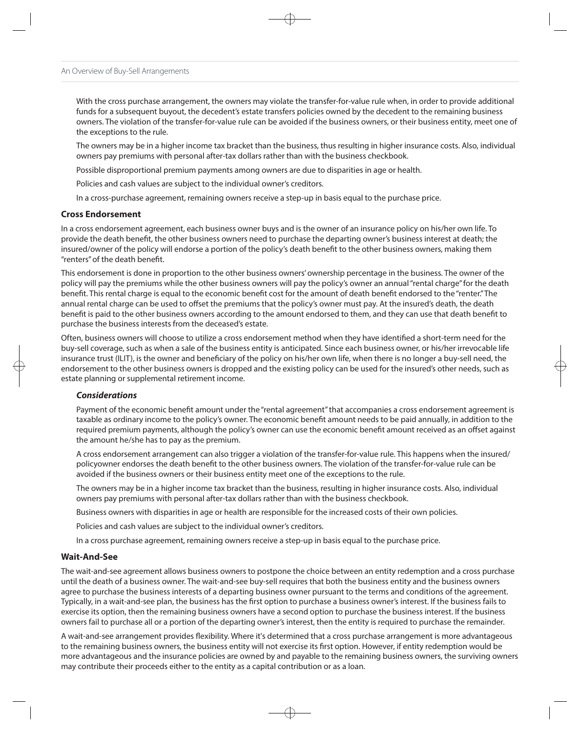With the cross purchase arrangement, the owners may violate the transfer-for-value rule when, in order to provide additional funds for a subsequent buyout, the decedent's estate transfers policies owned by the decedent to the remaining business owners. The violation of the transfer-for-value rule can be avoided if the business owners, or their business entity, meet one of the exceptions to the rule.

The owners may be in a higher income tax bracket than the business, thus resulting in higher insurance costs. Also, individual owners pay premiums with personal after-tax dollars rather than with the business checkbook.

Possible disproportional premium payments among owners are due to disparities in age or health.

Policies and cash values are subject to the individual owner's creditors.

In a cross-purchase agreement, remaining owners receive a step-up in basis equal to the purchase price.

### Cross Endorsement

In a cross endorsement agreement, each business owner buys and is the owner of an insurance policy on his/her own life. To provide the death benefit, the other business owners need to purchase the departing owner's business interest at death; the insured/owner of the policy will endorse a portion of the policy's death benefit to the other business owners, making them "renters" of the death benefit.

This endorsement is done in proportion to the other business owners' ownership percentage in the business. The owner of the policy will pay the premiums while the other business owners will pay the policy's owner an annual "rental charge" for the death benefit. This rental charge is equal to the economic benefit cost for the amount of death benefit endorsed to the "renter." The annual rental charge can be used to offset the premiums that the policy's owner must pay. At the insured's death, the death benefit is paid to the other business owners according to the amount endorsed to them, and they can use that death benefit to purchase the business interests from the deceased's estate.

Often, business owners will choose to utilize a cross endorsement method when they have identified a short-term need for the buy-sell coverage, such as when a sale of the business entity is anticipated. Since each business owner, or his/her irrevocable life insurance trust (ILIT), is the owner and beneficiary of the policy on his/her own life, when there is no longer a buy-sell need, the endorsement to the other business owners is dropped and the existing policy can be used for the insured's other needs, such as estate planning or supplemental retirement income.

#### *Considerations*

Payment of the economic benefit amount under the "rental agreement" that accompanies a cross endorsement agreement is taxable as ordinary income to the policy's owner. The economic benefit amount needs to be paid annually, in addition to the required premium payments, although the policy's owner can use the economic benefit amount received as an offset against the amount he/she has to pay as the premium.

A cross endorsement arrangement can also trigger a violation of the transfer-for-value rule. This happens when the insured/policyowner endorses the death benefit to the other business owners. The violation of the transfer-for-value rule can be avoided if the business owners or their business entity meet one of the exceptions to the rule.

The owners may be in a higher income tax bracket than the business, resulting in higher insurance costs. Also, individual owners pay premiums with personal after-tax dollars rather than with the business checkbook.

Business owners with disparities in age or health are responsible for the increased costs of their own policies.

Policies and cash values are subject to the individual owner's creditors.

In a cross purchase agreement, remaining owners receive a step-up in basis equal to the purchase price.

### Wait-And-See

The wait-and-see agreement allows business owners to postpone the choice between an entity redemption and a cross purchase until the death of a business owner. The wait-and-see buy-sell requires that both the business entity and the business owners agree to purchase the business interests of a departing business owner pursuant to the terms and conditions of the agreement. Typically, in a wait-and-see plan, the business has the first option to purchase a business owner's interest. If the business fails to exercise its option, then the remaining business owners have a second option to purchase the business interest. If the business owners fail to purchase all or a portion of the departing owner's interest, then the entity is required to purchase the remainder.

A wait-and-see arrangement provides flexibility. Where it's determined that a cross purchase arrangement is more advantageous to the remaining business owners, the business entity will not exercise its first option. However, if entity redemption would be more advantageous and the insurance policies are owned by and payable to the remaining business owners, the surviving owners may contribute their proceeds either to the entity as a capital contribution or as a loan.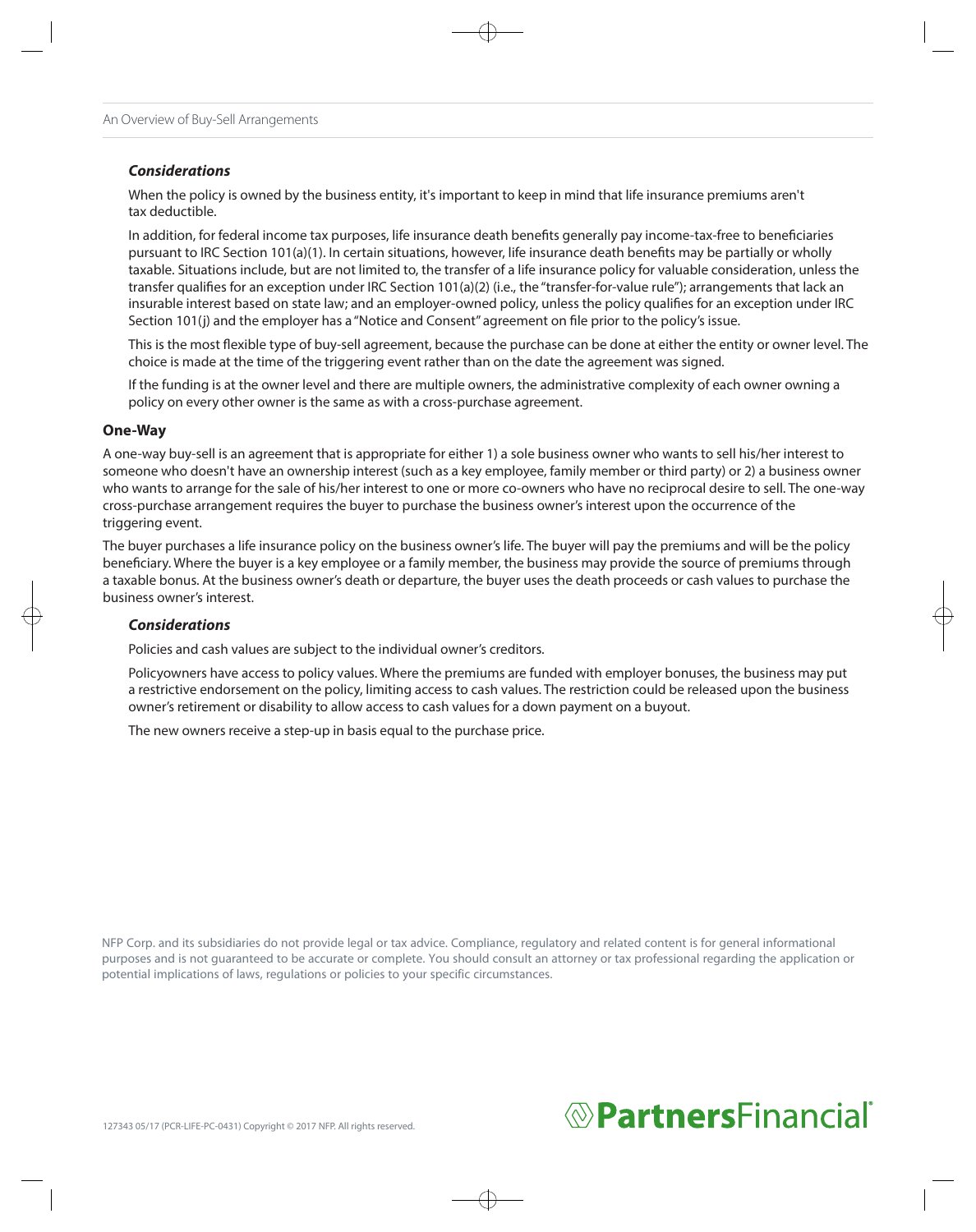### *Considerations*

When the policy is owned by the business entity, it's important to keep in mind that life insurance premiums aren't tax deductible.

In addition, for federal income tax purposes, life insurance death benefits generally pay income-tax-free to beneficiaries pursuant to IRC Section 101(a)(1). In certain situations, however, life insurance death benefits may be partially or wholly taxable. Situations include, but are not limited to, the transfer of a life insurance policy for valuable consideration, unless the transfer qualifies for an exception under IRC Section 101(a)(2) (i.e., the "transfer-for-value rule"); arrangements that lack an insurable interest based on state law; and an employer-owned policy, unless the policy qualifies for an exception under IRC Section 101(j) and the employer has a "Notice and Consent" agreement on file prior to the policy's issue.

This is the most flexible type of buy-sell agreement, because the purchase can be done at either the entity or owner level. The choice is made at the time of the triggering event rather than on the date the agreement was signed.

If the funding is at the owner level and there are multiple owners, the administrative complexity of each owner owning a policy on every other owner is the same as with a cross-purchase agreement.

## One-Way

A one-way buy-sell is an agreement that is appropriate for either 1) a sole business owner who wants to sell his/her interest to someone who doesn't have an ownership interest (such as a key employee, family member or third party) or 2) a business owner who wants to arrange for the sale of his/her interest to one or more co-owners who have no reciprocal desire to sell. The one-way cross-purchase arrangement requires the buyer to purchase the business owner's interest upon the occurrence of the triggering event.

The buyer purchases a life insurance policy on the business owner's life. The buyer will pay the premiums and will be the policy beneficiary. Where the buyer is a key employee or a family member, the business may provide the source of premiums through a taxable bonus. At the business owner's death or departure, the buyer uses the death proceeds or cash values to purchase the business owner's interest.

### *Considerations*

Policies and cash values are subject to the individual owner's creditors.

Policyowners have access to policy values. Where the premiums are funded with employer bonuses, the business may put a restrictive endorsement on the policy, limiting access to cash values. The restriction could be released upon the business owner's retirement or disability to allow access to cash values for a down payment on a buyout.

The new owners receive a step-up in basis equal to the purchase price.

NFP Corp. and its subsidiaries do not provide legal or tax advice. Compliance, regulatory and related content is for general informational purposes and is not guaranteed to be accurate or complete. You should consult an attorney or tax professional regarding the application or potential implications of laws, regulations or policies to your specific circumstances.

127343 05/17 (PCR-LIFE-PC-0431) Copyright © 2017 NFP. All rights reserved.

PartnersFinancial®